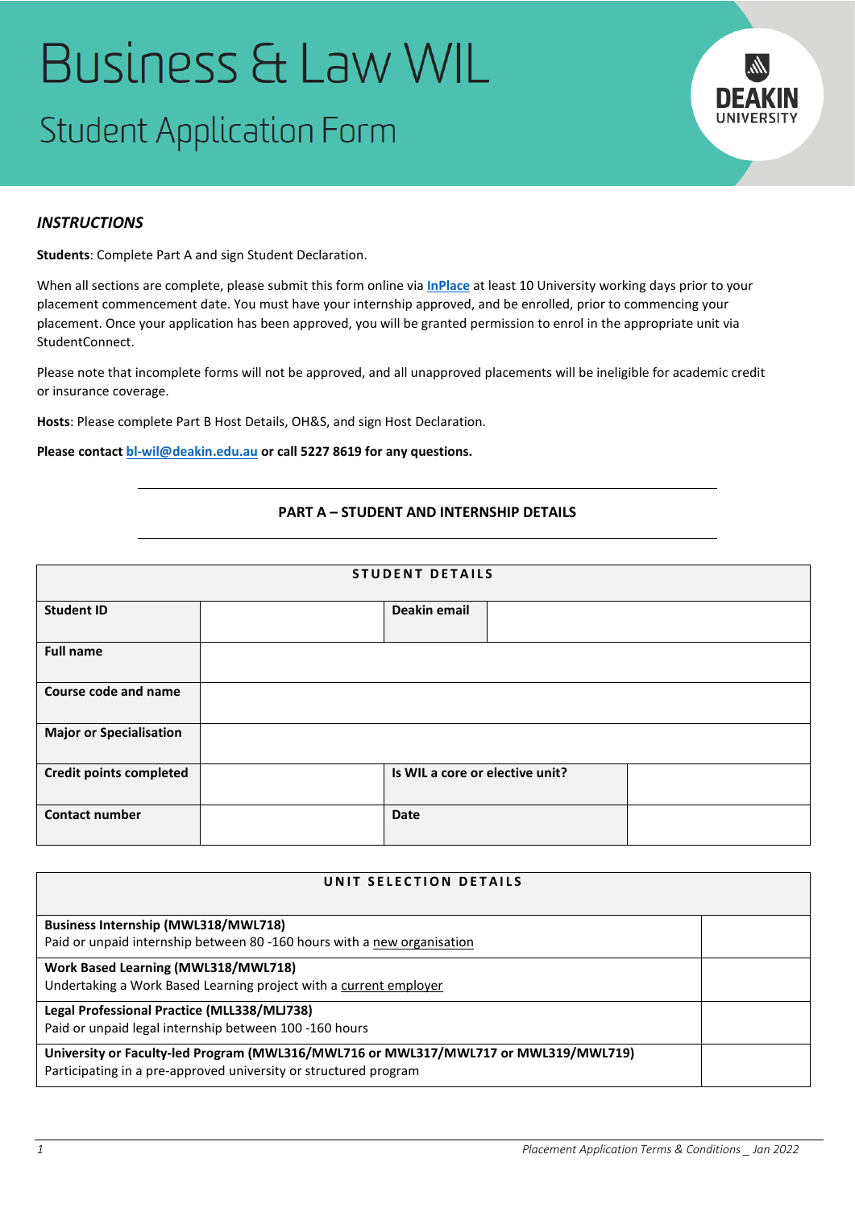# Business & Law WIL

## Student Application Form

### *INSTRUCTIONS*

**Students**: Complete Part A and sign Student Declaration.

When all sections are complete, please submit this form online via **InPlace** at least 10 University working days prior to your placement commencement date. You must have your internship approved, and be enrolled, prior to commencing your placement. Once your application has been approved, you will be granted permission to enrol in the appropriate unit via StudentConnect.

Please note that incomplete forms will not be approved, and all unapproved placements will be ineligible for academic credit or insurance coverage.

**Hosts**: Please complete Part B Host Details, OH&S, and sign Host Declaration.

**Please contact bl-wil@deakin.edu.au or call 5227 8619 for any questions.**

## PART A – STUDENT AND INTERNSHIP DETAILS

| STUDENT DETAILS | | | |
|---|---|---|---|
| **Student ID** | | **Deakin email** | |
| **Full name** | | | |
| **Course code and name** | | | |
| **Major or Specialisation** | | | |
| **Credit points completed** | | **Is WIL a core or elective unit?** | |
| **Contact number** | | **Date** | |

| UNIT SELECTION DETAILS | |
|---|---|
| **Business Internship (MWL318/MWL718)**<br>Paid or unpaid internship between 80 -160 hours with a new organisation | |
| **Work Based Learning (MWL318/MWL718)**<br>Undertaking a Work Based Learning project with a current employer | |
| **Legal Professional Practice (MLL338/MLJ738)**<br>Paid or unpaid legal internship between 100 -160 hours | |
| **University or Faculty-led Program (MWL316/MWL716 or MWL317/MWL717 or MWL319/MWL719)**<br>Participating in a pre-approved university or structured program | |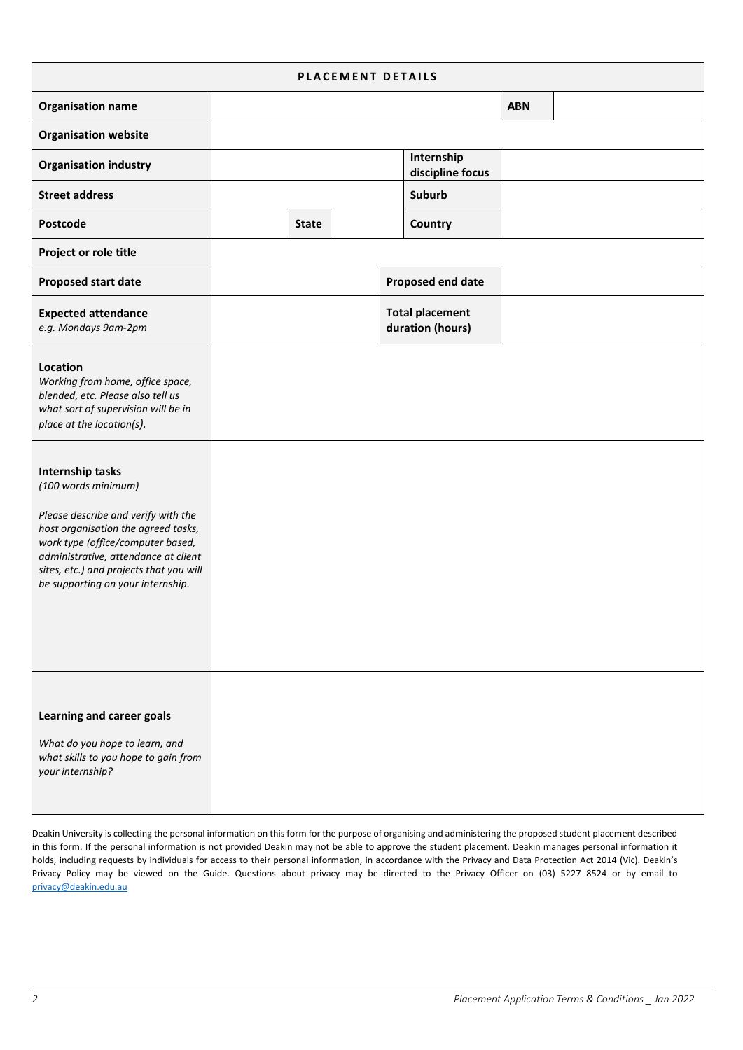| PLACEMENT DETAILS | | | | | | |
|---|---|---|---|---|---|---|
| **Organisation name** | | | | | **ABN** | |
| **Organisation website** | | | | | | |
| **Organisation industry** | | | | **Internship discipline focus** | | |
| **Street address** | | | | **Suburb** | | |
| **Postcode** | | **State** | | **Country** | | |
| **Project or role title** | | | | | | |
| **Proposed start date** | | | | **Proposed end date** | | |
| **Expected attendance** *e.g. Mondays 9am-2pm* | | | | **Total placement duration (hours)** | | |
| **Location** *Working from home, office space, blended, etc. Please also tell us what sort of supervision will be in place at the location(s).* | | | | | | |
| **Internship tasks** *(100 words minimum)* *Please describe and verify with the host organisation the agreed tasks, work type (office/computer based, administrative, attendance at client sites, etc.) and projects that you will be supporting on your internship.* | | | | | | |
| **Learning and career goals** *What do you hope to learn, and what skills to you hope to gain from your internship?* | | | | | | |

Deakin University is collecting the personal information on this form for the purpose of organising and administering the proposed student placement described in this form. If the personal information is not provided Deakin may not be able to approve the student placement. Deakin manages personal information it holds, including requests by individuals for access to their personal information, in accordance with the Privacy and Data Protection Act 2014 (Vic). Deakin's Privacy Policy may be viewed on the Guide. Questions about privacy may be directed to the Privacy Officer on (03) 5227 8524 or by email to privacy@deakin.edu.au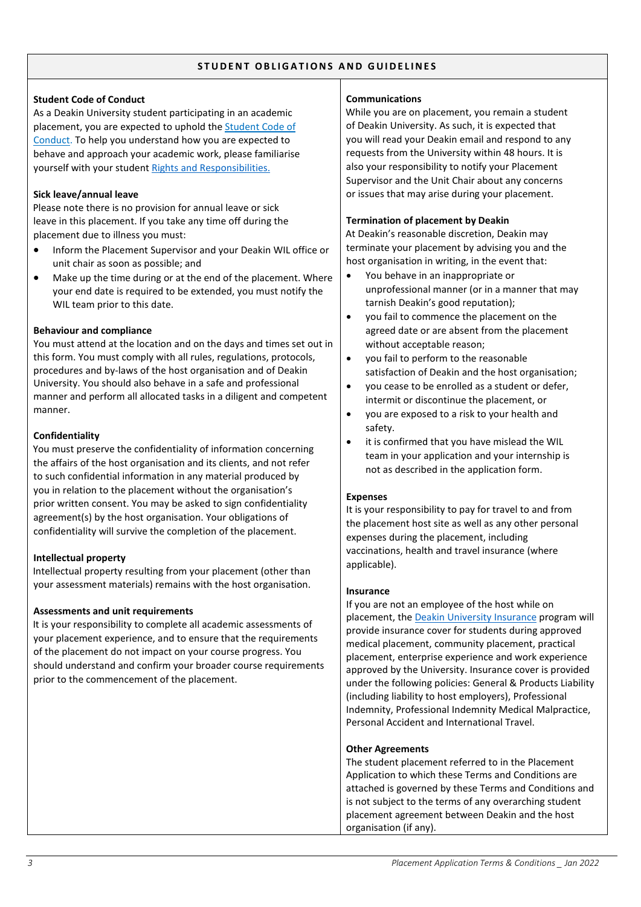## STUDENT OBLIGATIONS AND GUIDELINES

**Student Code of Conduct**
As a Deakin University student participating in an academic placement, you are expected to uphold the [Student Code of Conduct.](#) To help you understand how you are expected to behave and approach your academic work, please familiarise yourself with your student [Rights and Responsibilities.](#)

**Sick leave/annual leave**
Please note there is no provision for annual leave or sick leave in this placement. If you take any time off during the placement due to illness you must:

- Inform the Placement Supervisor and your Deakin WIL office or unit chair as soon as possible; and
- Make up the time during or at the end of the placement. Where your end date is required to be extended, you must notify the WIL team prior to this date.

**Behaviour and compliance**
You must attend at the location and on the days and times set out in this form. You must comply with all rules, regulations, protocols, procedures and by-laws of the host organisation and of Deakin University. You should also behave in a safe and professional manner and perform all allocated tasks in a diligent and competent manner.

**Confidentiality**
You must preserve the confidentiality of information concerning the affairs of the host organisation and its clients, and not refer to such confidential information in any material produced by you in relation to the placement without the organisation's prior written consent. You may be asked to sign confidentiality agreement(s) by the host organisation. Your obligations of confidentiality will survive the completion of the placement.

**Intellectual property**
Intellectual property resulting from your placement (other than your assessment materials) remains with the host organisation.

**Assessments and unit requirements**
It is your responsibility to complete all academic assessments of your placement experience, and to ensure that the requirements of the placement do not impact on your course progress. You should understand and confirm your broader course requirements prior to the commencement of the placement.

**Communications**
While you are on placement, you remain a student of Deakin University. As such, it is expected that you will read your Deakin email and respond to any requests from the University within 48 hours. It is also your responsibility to notify your Placement Supervisor and the Unit Chair about any concerns or issues that may arise during your placement.

**Termination of placement by Deakin**
At Deakin's reasonable discretion, Deakin may terminate your placement by advising you and the host organisation in writing, in the event that:

- You behave in an inappropriate or unprofessional manner (or in a manner that may tarnish Deakin's good reputation);
- you fail to commence the placement on the agreed date or are absent from the placement without acceptable reason;
- you fail to perform to the reasonable satisfaction of Deakin and the host organisation;
- you cease to be enrolled as a student or defer, intermit or discontinue the placement, or
- you are exposed to a risk to your health and safety.
- it is confirmed that you have mislead the WIL team in your application and your internship is not as described in the application form.

**Expenses**
It is your responsibility to pay for travel to and from the placement host site as well as any other personal expenses during the placement, including vaccinations, health and travel insurance (where applicable).

**Insurance**
If you are not an employee of the host while on placement, the [Deakin University Insurance](#) program will provide insurance cover for students during approved medical placement, community placement, practical placement, enterprise experience and work experience approved by the University. Insurance cover is provided under the following policies: General & Products Liability (including liability to host employers), Professional Indemnity, Professional Indemnity Medical Malpractice, Personal Accident and International Travel.

**Other Agreements**
The student placement referred to in the Placement Application to which these Terms and Conditions are attached is governed by these Terms and Conditions and is not subject to the terms of any overarching student placement agreement between Deakin and the host organisation (if any).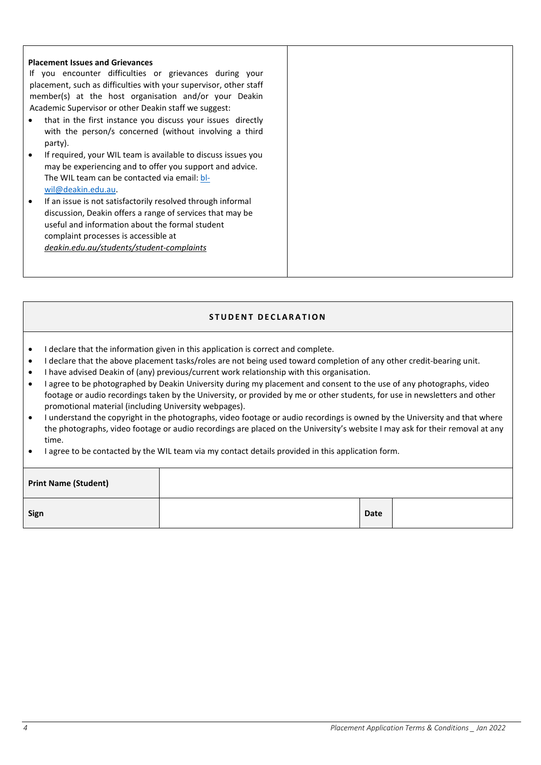**Placement Issues and Grievances**

If you encounter difficulties or grievances during your placement, such as difficulties with your supervisor, other staff member(s) at the host organisation and/or your Deakin Academic Supervisor or other Deakin staff we suggest:

- that in the first instance you discuss your issues directly with the person/s concerned (without involving a third party).
- If required, your WIL team is available to discuss issues you may be experiencing and to offer you support and advice. The WIL team can be contacted via email: bl-wil@deakin.edu.au.
- If an issue is not satisfactorily resolved through informal discussion, Deakin offers a range of services that may be useful and information about the formal student complaint processes is accessible at *deakin.edu.au/students/student-complaints*

## STUDENT DECLARATION

- I declare that the information given in this application is correct and complete.
- I declare that the above placement tasks/roles are not being used toward completion of any other credit-bearing unit.
- I have advised Deakin of (any) previous/current work relationship with this organisation.
- I agree to be photographed by Deakin University during my placement and consent to the use of any photographs, video footage or audio recordings taken by the University, or provided by me or other students, for use in newsletters and other promotional material (including University webpages).
- I understand the copyright in the photographs, video footage or audio recordings is owned by the University and that where the photographs, video footage or audio recordings are placed on the University's website I may ask for their removal at any time.
- I agree to be contacted by the WIL team via my contact details provided in this application form.

| **Print Name (Student)** | | | |
|---|---|---|---|
| **Sign** | | **Date** | |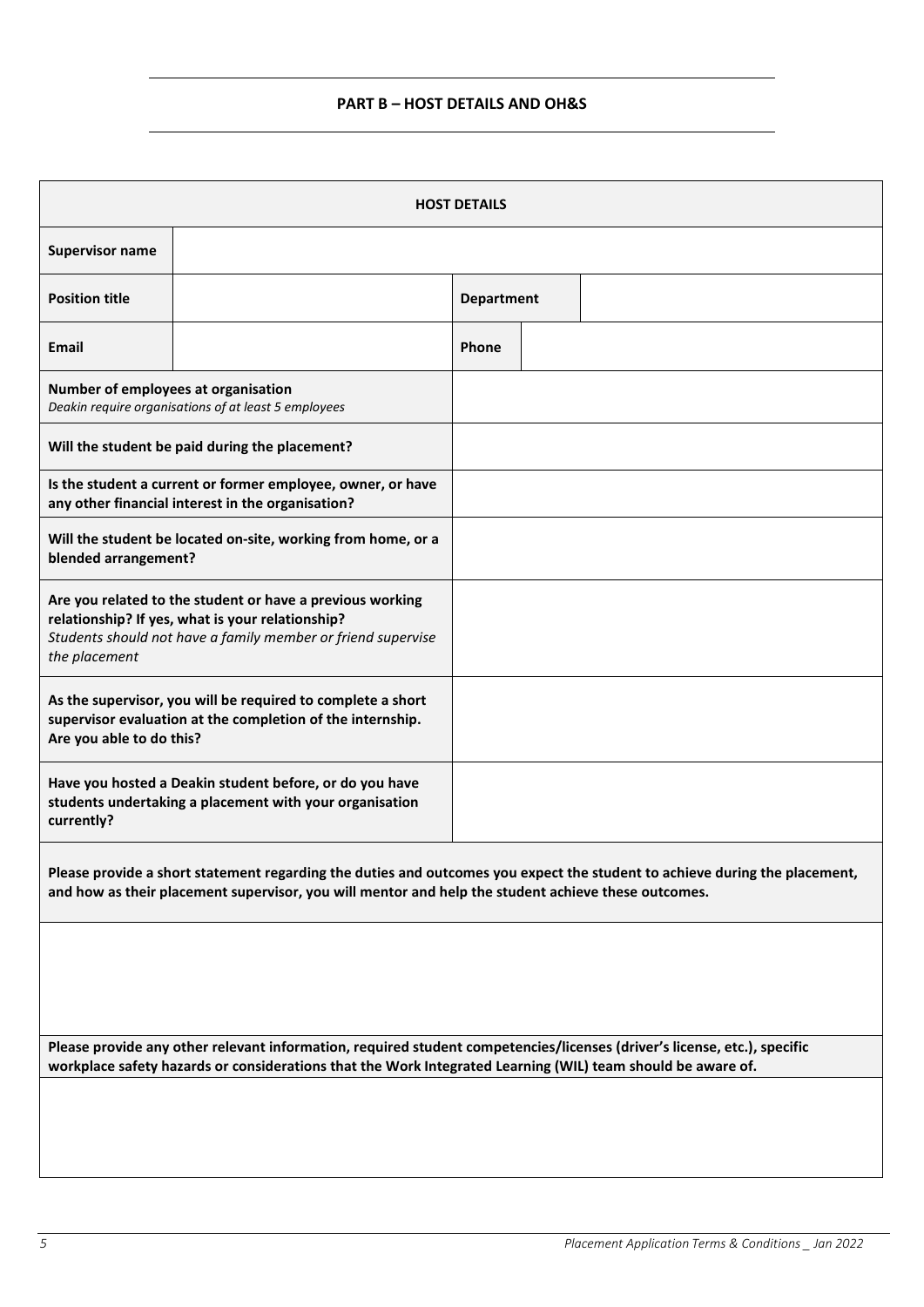## PART B – HOST DETAILS AND OH&S

| HOST DETAILS | | | |
|---|---|---|---|
| **Supervisor name** | | | |
| **Position title** | | **Department** | |
| **Email** | | **Phone** | |
| **Number of employees at organisation**<br>*Deakin require organisations of at least 5 employees* | | | |
| **Will the student be paid during the placement?** | | | |
| **Is the student a current or former employee, owner, or have any other financial interest in the organisation?** | | | |
| **Will the student be located on-site, working from home, or a blended arrangement?** | | | |
| **Are you related to the student or have a previous working relationship? If yes, what is your relationship?**<br>*Students should not have a family member or friend supervise the placement* | | | |
| **As the supervisor, you will be required to complete a short supervisor evaluation at the completion of the internship. Are you able to do this?** | | | |
| **Have you hosted a Deakin student before, or do you have students undertaking a placement with your organisation currently?** | | | |
| **Please provide a short statement regarding the duties and outcomes you expect the student to achieve during the placement, and how as their placement supervisor, you will mentor and help the student achieve these outcomes.** | | | |
| | | | |
| **Please provide any other relevant information, required student competencies/licenses (driver's license, etc.), specific workplace safety hazards or considerations that the Work Integrated Learning (WIL) team should be aware of.** | | | |
| | | | |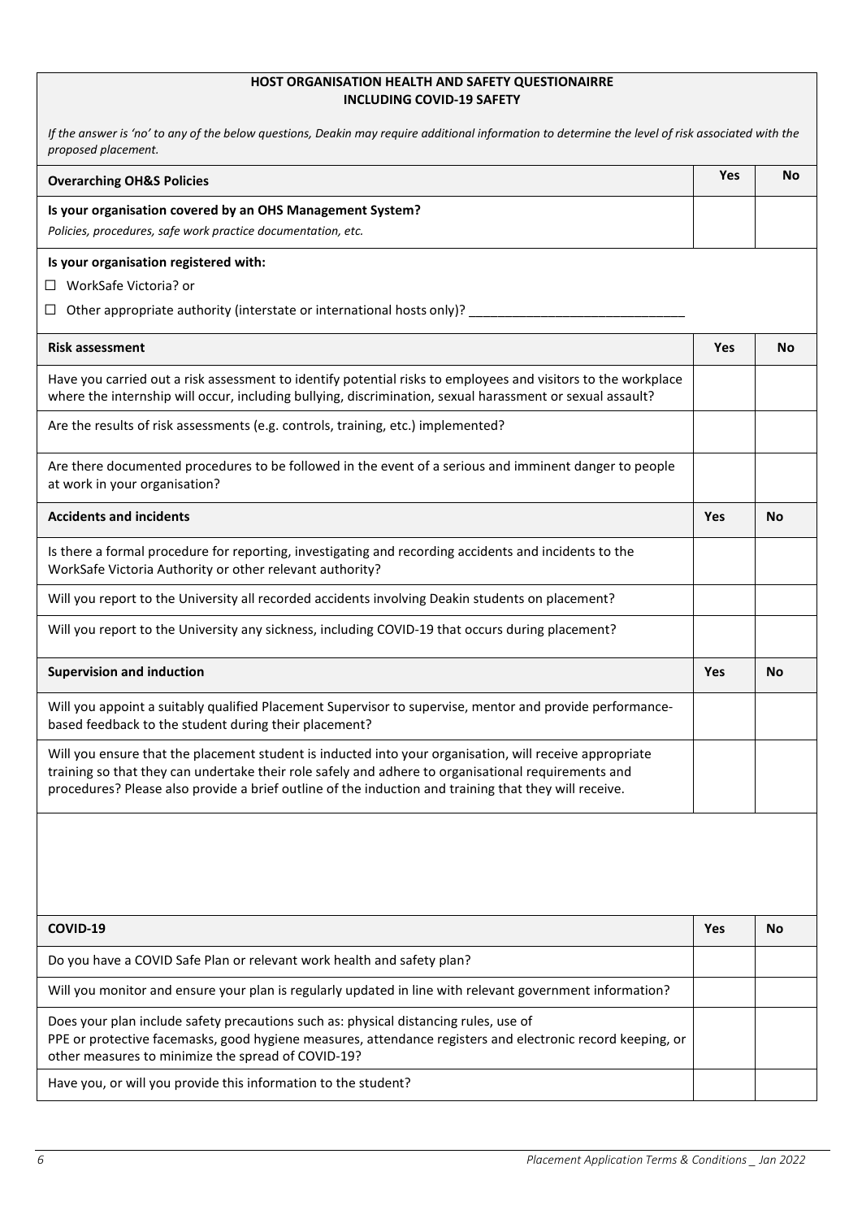**HOST ORGANISATION HEALTH AND SAFETY QUESTIONAIRRE**
**INCLUDING COVID-19 SAFETY**

*If the answer is 'no' to any of the below questions, Deakin may require additional information to determine the level of risk associated with the proposed placement.*

| **Overarching OH&S Policies** | **Yes** | **No** |
|---|---|---|
| **Is your organisation covered by an OHS Management System?** *Policies, procedures, safe work practice documentation, etc.* | | |

**Is your organisation registered with:**

☐ WorkSafe Victoria? or

☐ Other appropriate authority (interstate or international hosts only)? ______________________________

| **Risk assessment** | **Yes** | **No** |
|---|---|---|
| Have you carried out a risk assessment to identify potential risks to employees and visitors to the workplace where the internship will occur, including bullying, discrimination, sexual harassment or sexual assault? | | |
| Are the results of risk assessments (e.g. controls, training, etc.) implemented? | | |
| Are there documented procedures to be followed in the event of a serious and imminent danger to people at work in your organisation? | | |

| **Accidents and incidents** | **Yes** | **No** |
|---|---|---|
| Is there a formal procedure for reporting, investigating and recording accidents and incidents to the WorkSafe Victoria Authority or other relevant authority? | | |
| Will you report to the University all recorded accidents involving Deakin students on placement? | | |
| Will you report to the University any sickness, including COVID-19 that occurs during placement? | | |

| **Supervision and induction** | **Yes** | **No** |
|---|---|---|
| Will you appoint a suitably qualified Placement Supervisor to supervise, mentor and provide performance-based feedback to the student during their placement? | | |
| Will you ensure that the placement student is inducted into your organisation, will receive appropriate training so that they can undertake their role safely and adhere to organisational requirements and procedures? Please also provide a brief outline of the induction and training that they will receive. | | |

| **COVID-19** | **Yes** | **No** |
|---|---|---|
| Do you have a COVID Safe Plan or relevant work health and safety plan? | | |
| Will you monitor and ensure your plan is regularly updated in line with relevant government information? | | |
| Does your plan include safety precautions such as: physical distancing rules, use of PPE or protective facemasks, good hygiene measures, attendance registers and electronic record keeping, or other measures to minimize the spread of COVID-19? | | |
| Have you, or will you provide this information to the student? | | |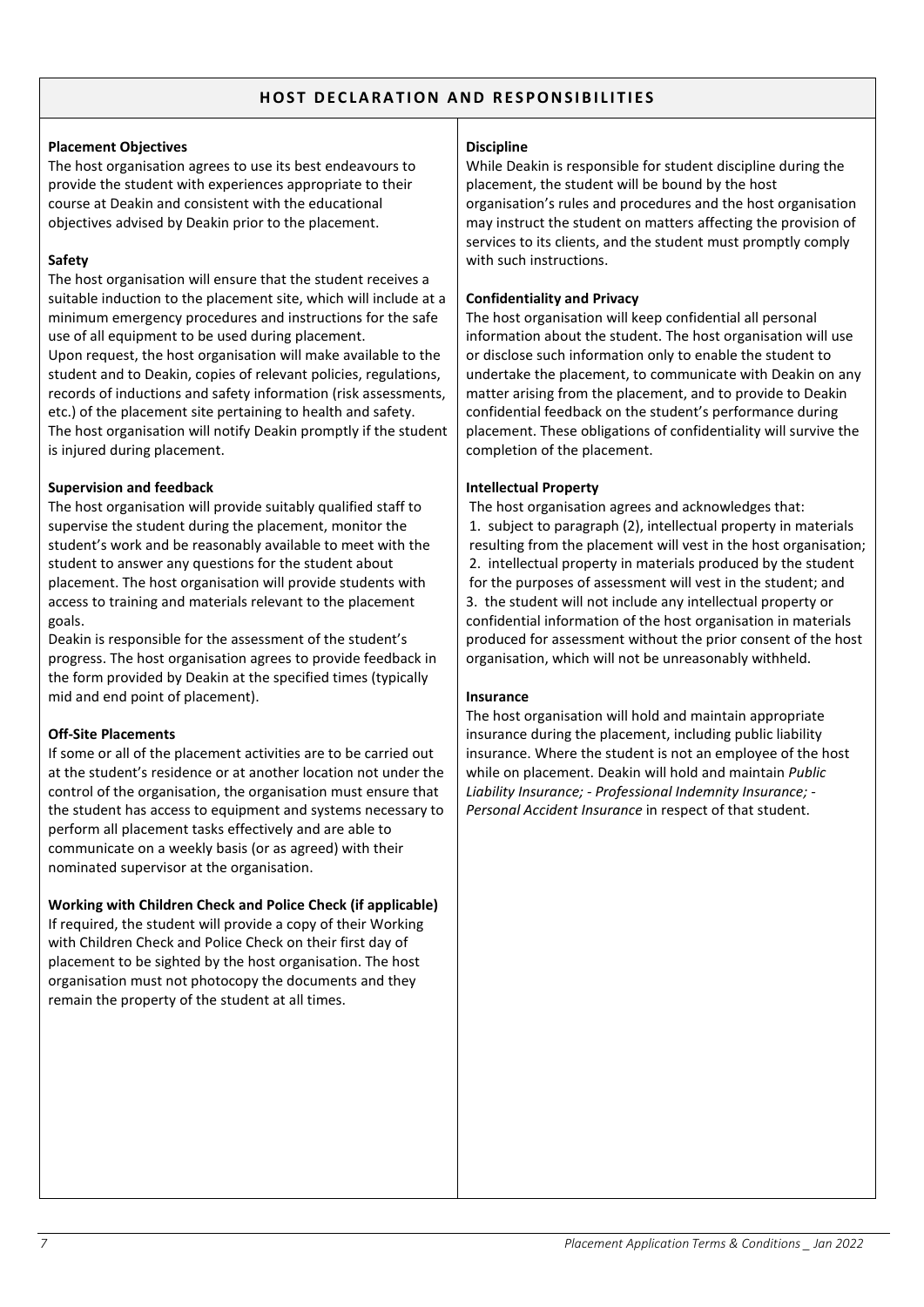## HOST DECLARATION AND RESPONSIBILITIES

**Placement Objectives**

The host organisation agrees to use its best endeavours to provide the student with experiences appropriate to their course at Deakin and consistent with the educational objectives advised by Deakin prior to the placement.

**Safety**

The host organisation will ensure that the student receives a suitable induction to the placement site, which will include at a minimum emergency procedures and instructions for the safe use of all equipment to be used during placement.
Upon request, the host organisation will make available to the student and to Deakin, copies of relevant policies, regulations, records of inductions and safety information (risk assessments, etc.) of the placement site pertaining to health and safety.
The host organisation will notify Deakin promptly if the student is injured during placement.

**Supervision and feedback**

The host organisation will provide suitably qualified staff to supervise the student during the placement, monitor the student's work and be reasonably available to meet with the student to answer any questions for the student about placement. The host organisation will provide students with access to training and materials relevant to the placement goals.
Deakin is responsible for the assessment of the student's progress. The host organisation agrees to provide feedback in the form provided by Deakin at the specified times (typically mid and end point of placement).

**Off-Site Placements**

If some or all of the placement activities are to be carried out at the student's residence or at another location not under the control of the organisation, the organisation must ensure that the student has access to equipment and systems necessary to perform all placement tasks effectively and are able to communicate on a weekly basis (or as agreed) with their nominated supervisor at the organisation.

**Working with Children Check and Police Check (if applicable)**

If required, the student will provide a copy of their Working with Children Check and Police Check on their first day of placement to be sighted by the host organisation. The host organisation must not photocopy the documents and they remain the property of the student at all times.

**Discipline**

While Deakin is responsible for student discipline during the placement, the student will be bound by the host organisation's rules and procedures and the host organisation may instruct the student on matters affecting the provision of services to its clients, and the student must promptly comply with such instructions.

**Confidentiality and Privacy**

The host organisation will keep confidential all personal information about the student. The host organisation will use or disclose such information only to enable the student to undertake the placement, to communicate with Deakin on any matter arising from the placement, and to provide to Deakin confidential feedback on the student's performance during placement. These obligations of confidentiality will survive the completion of the placement.

**Intellectual Property**

The host organisation agrees and acknowledges that:

1. subject to paragraph (2), intellectual property in materials resulting from the placement will vest in the host organisation;
2. intellectual property in materials produced by the student for the purposes of assessment will vest in the student; and
3. the student will not include any intellectual property or confidential information of the host organisation in materials produced for assessment without the prior consent of the host organisation, which will not be unreasonably withheld.

**Insurance**

The host organisation will hold and maintain appropriate insurance during the placement, including public liability insurance. Where the student is not an employee of the host while on placement. Deakin will hold and maintain *Public Liability Insurance; - Professional Indemnity Insurance; - Personal Accident Insurance* in respect of that student.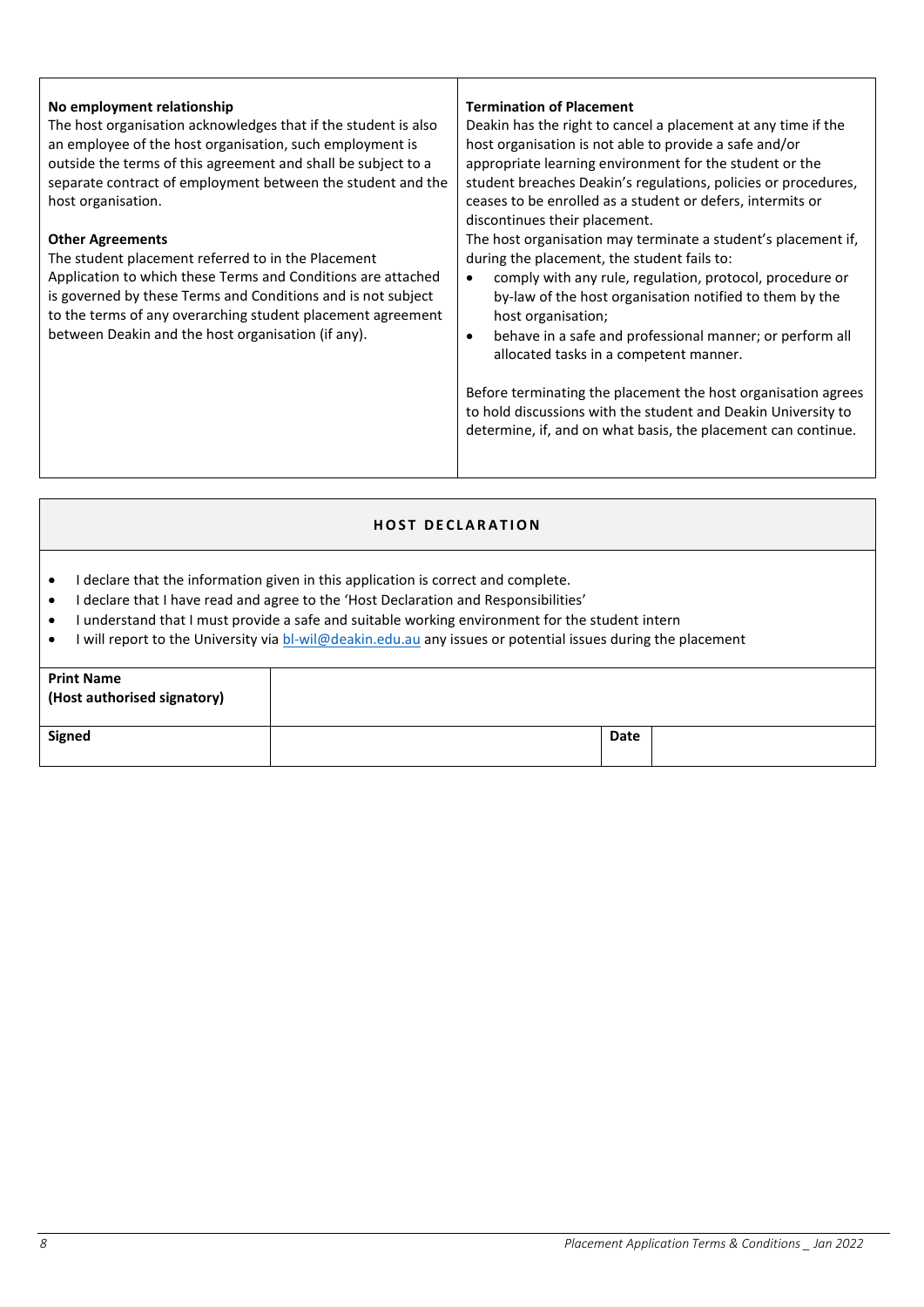**No employment relationship**

The host organisation acknowledges that if the student is also an employee of the host organisation, such employment is outside the terms of this agreement and shall be subject to a separate contract of employment between the student and the host organisation.

**Other Agreements**

The student placement referred to in the Placement Application to which these Terms and Conditions are attached is governed by these Terms and Conditions and is not subject to the terms of any overarching student placement agreement between Deakin and the host organisation (if any).

**Termination of Placement**

Deakin has the right to cancel a placement at any time if the host organisation is not able to provide a safe and/or appropriate learning environment for the student or the student breaches Deakin's regulations, policies or procedures, ceases to be enrolled as a student or defers, intermits or discontinues their placement.

The host organisation may terminate a student's placement if, during the placement, the student fails to:

- comply with any rule, regulation, protocol, procedure or by-law of the host organisation notified to them by the host organisation;
- behave in a safe and professional manner; or perform all allocated tasks in a competent manner.

Before terminating the placement the host organisation agrees to hold discussions with the student and Deakin University to determine, if, and on what basis, the placement can continue.

## HOST DECLARATION

- I declare that the information given in this application is correct and complete.
- I declare that I have read and agree to the 'Host Declaration and Responsibilities'
- I understand that I must provide a safe and suitable working environment for the student intern
- I will report to the University via bl-wil@deakin.edu.au any issues or potential issues during the placement

| | | | |
|---|---|---|---|
| **Print Name (Host authorised signatory)** | | | |
| **Signed** | | **Date** | |